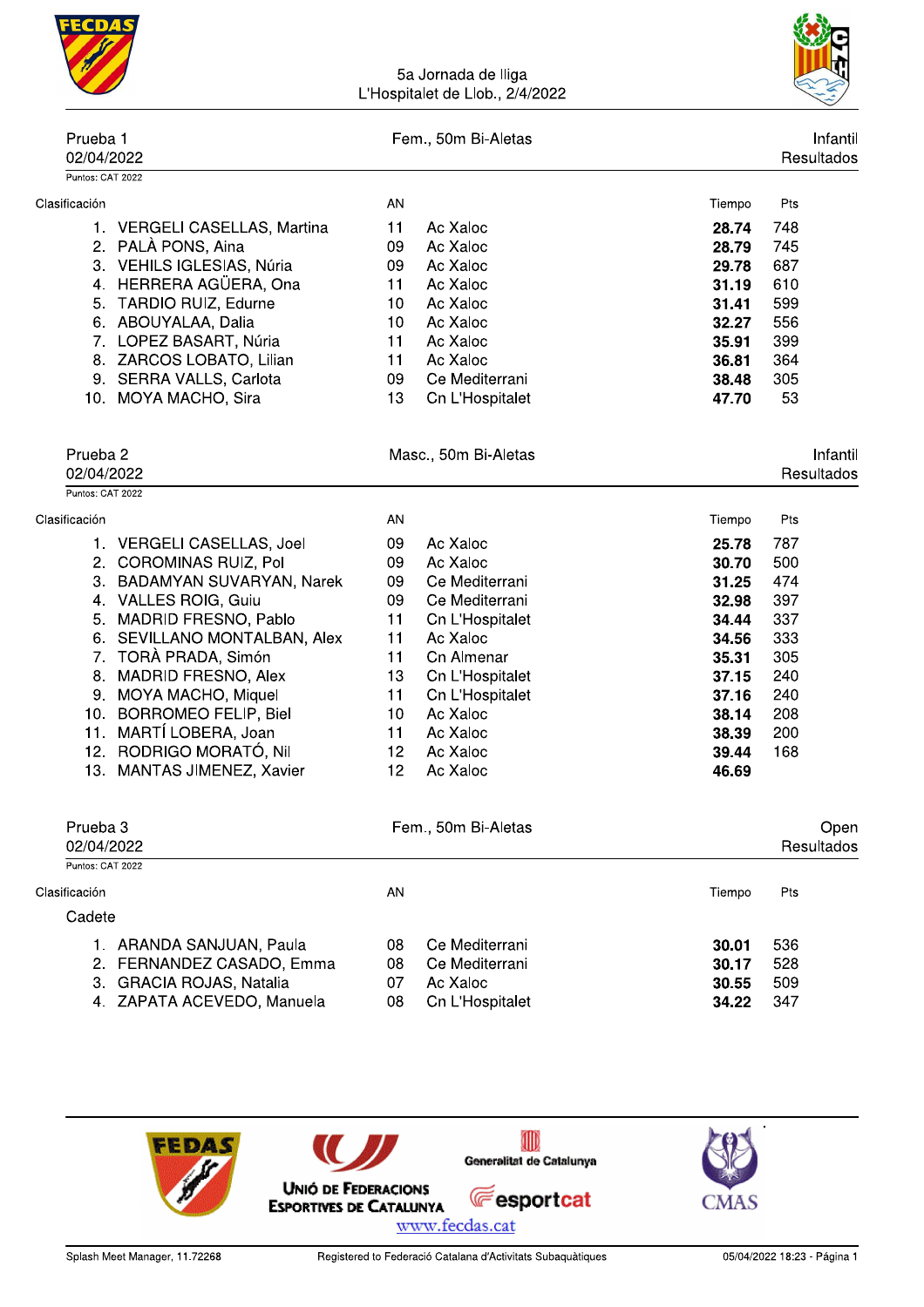5a Jornada de lliga
L'Hospitalet de Llob., 2/4/2022

## Prueba 1 — Fem., 50m Bi-Aletas — Infantil

02/04/2022 — Resultados

Puntos: CAT 2022

| Clasificación | | AN | | Tiempo | Pts |
|---|---|---|---|---|---|
| 1. | VERGELI CASELLAS, Martina | 11 | Ac Xaloc | **28.74** | 748 |
| 2. | PALÀ PONS, Aina | 09 | Ac Xaloc | **28.79** | 745 |
| 3. | VEHILS IGLESIAS, Núria | 09 | Ac Xaloc | **29.78** | 687 |
| 4. | HERRERA AGÜERA, Ona | 11 | Ac Xaloc | **31.19** | 610 |
| 5. | TARDIO RUIZ, Edurne | 10 | Ac Xaloc | **31.41** | 599 |
| 6. | ABOUYALAA, Dalia | 10 | Ac Xaloc | **32.27** | 556 |
| 7. | LOPEZ BASART, Núria | 11 | Ac Xaloc | **35.91** | 399 |
| 8. | ZARCOS LOBATO, Lilian | 11 | Ac Xaloc | **36.81** | 364 |
| 9. | SERRA VALLS, Carlota | 09 | Ce Mediterrani | **38.48** | 305 |
| 10. | MOYA MACHO, Sira | 13 | Cn L'Hospitalet | **47.70** | 53 |

## Prueba 2 — Masc., 50m Bi-Aletas — Infantil

02/04/2022 — Resultados

Puntos: CAT 2022

| Clasificación | | AN | | Tiempo | Pts |
|---|---|---|---|---|---|
| 1. | VERGELI CASELLAS, Joel | 09 | Ac Xaloc | **25.78** | 787 |
| 2. | COROMINAS RUIZ, Pol | 09 | Ac Xaloc | **30.70** | 500 |
| 3. | BADAMYAN SUVARYAN, Narek | 09 | Ce Mediterrani | **31.25** | 474 |
| 4. | VALLES ROIG, Guiu | 09 | Ce Mediterrani | **32.98** | 397 |
| 5. | MADRID FRESNO, Pablo | 11 | Cn L'Hospitalet | **34.44** | 337 |
| 6. | SEVILLANO MONTALBAN, Alex | 11 | Ac Xaloc | **34.56** | 333 |
| 7. | TORÀ PRADA, Simón | 11 | Cn Almenar | **35.31** | 305 |
| 8. | MADRID FRESNO, Alex | 13 | Cn L'Hospitalet | **37.15** | 240 |
| 9. | MOYA MACHO, Miquel | 11 | Cn L'Hospitalet | **37.16** | 240 |
| 10. | BORROMEO FELIP, Biel | 10 | Ac Xaloc | **38.14** | 208 |
| 11. | MARTÍ LOBERA, Joan | 11 | Ac Xaloc | **38.39** | 200 |
| 12. | RODRIGO MORATÓ, Nil | 12 | Ac Xaloc | **39.44** | 168 |
| 13. | MANTAS JIMENEZ, Xavier | 12 | Ac Xaloc | **46.69** | |

## Prueba 3 — Fem., 50m Bi-Aletas — Open

02/04/2022 — Resultados

Puntos: CAT 2022

**Cadete**

| Clasificación | | AN | | Tiempo | Pts |
|---|---|---|---|---|---|
| 1. | ARANDA SANJUAN, Paula | 08 | Ce Mediterrani | **30.01** | 536 |
| 2. | FERNANDEZ CASADO, Emma | 08 | Ce Mediterrani | **30.17** | 528 |
| 3. | GRACIA ROJAS, Natalia | 07 | Ac Xaloc | **30.55** | 509 |
| 4. | ZAPATA ACEVEDO, Manuela | 08 | Cn L'Hospitalet | **34.22** | 347 |

www.fecdas.cat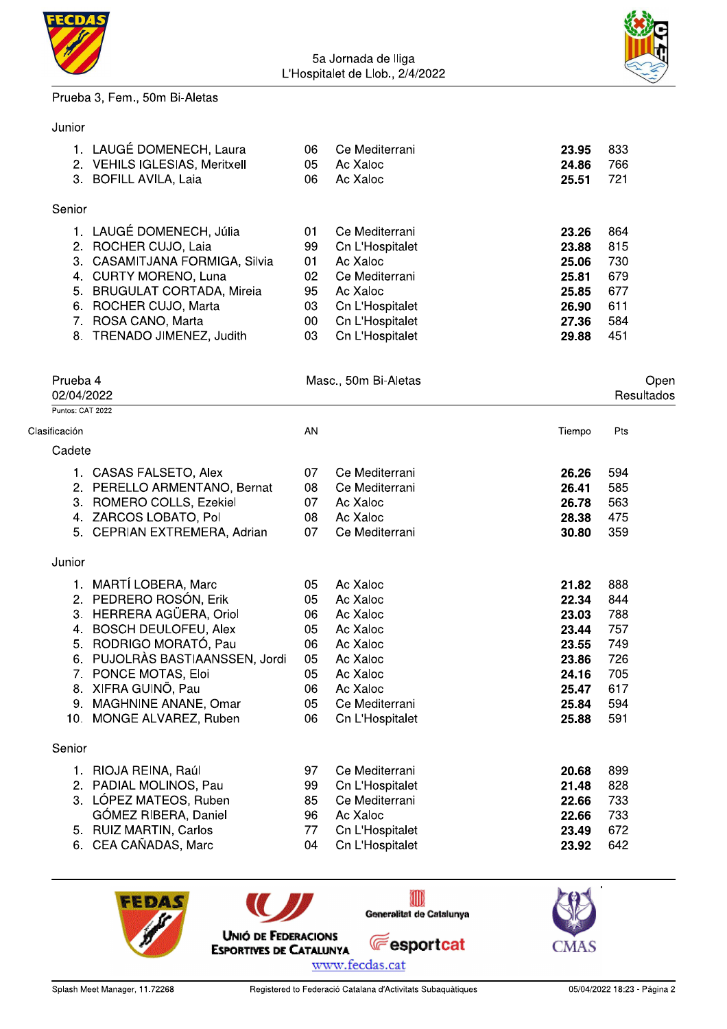Prueba 3, Fem., 50m Bi-Aletas

### Junior

| Clasificación | | AN | | Tiempo | Pts |
|---|---|---|---|---|---|
| 1. | LAUGÉ DOMENECH, Laura | 06 | Ce Mediterrani | **23.95** | 833 |
| 2. | VEHILS IGLESIAS, Meritxell | 05 | Ac Xaloc | **24.86** | 766 |
| 3. | BOFILL AVILA, Laia | 06 | Ac Xaloc | **25.51** | 721 |

### Senior

| Clasificación | | AN | | Tiempo | Pts |
|---|---|---|---|---|---|
| 1. | LAUGÉ DOMENECH, Júlia | 01 | Ce Mediterrani | **23.26** | 864 |
| 2. | ROCHER CUJO, Laia | 99 | Cn L'Hospitalet | **23.88** | 815 |
| 3. | CASAMITJANA FORMIGA, Silvia | 01 | Ac Xaloc | **25.06** | 730 |
| 4. | CURTY MORENO, Luna | 02 | Ce Mediterrani | **25.81** | 679 |
| 5. | BRUGULAT CORTADA, Mireia | 95 | Ac Xaloc | **25.85** | 677 |
| 6. | ROCHER CUJO, Marta | 03 | Cn L'Hospitalet | **26.90** | 611 |
| 7. | ROSA CANO, Marta | 00 | Cn L'Hospitalet | **27.36** | 584 |
| 8. | TRENADO JIMENEZ, Judith | 03 | Cn L'Hospitalet | **29.88** | 451 |

## Prueba 4 — Masc., 50m Bi-Aletas — Open

02/04/2022 — Resultados

Puntos: CAT 2022

### Cadete

| Clasificación | | AN | | Tiempo | Pts |
|---|---|---|---|---|---|
| 1. | CASAS FALSETO, Alex | 07 | Ce Mediterrani | **26.26** | 594 |
| 2. | PERELLO ARMENTANO, Bernat | 08 | Ce Mediterrani | **26.41** | 585 |
| 3. | ROMERO COLLS, Ezekiel | 07 | Ac Xaloc | **26.78** | 563 |
| 4. | ZARCOS LOBATO, Pol | 08 | Ac Xaloc | **28.38** | 475 |
| 5. | CEPRIAN EXTREMERA, Adrian | 07 | Ce Mediterrani | **30.80** | 359 |

### Junior

| Clasificación | | AN | | Tiempo | Pts |
|---|---|---|---|---|---|
| 1. | MARTÍ LOBERA, Marc | 05 | Ac Xaloc | **21.82** | 888 |
| 2. | PEDRERO ROSÓN, Erik | 05 | Ac Xaloc | **22.34** | 844 |
| 3. | HERRERA AGÜERA, Oriol | 06 | Ac Xaloc | **23.03** | 788 |
| 4. | BOSCH DEULOFEU, Alex | 05 | Ac Xaloc | **23.44** | 757 |
| 5. | RODRIGO MORATÓ, Pau | 06 | Ac Xaloc | **23.55** | 749 |
| 6. | PUJOLRÀS BASTIAANSSEN, Jordi | 05 | Ac Xaloc | **23.86** | 726 |
| 7. | PONCE MOTAS, Eloi | 05 | Ac Xaloc | **24.16** | 705 |
| 8. | XIFRA GUINÓ, Pau | 06 | Ac Xaloc | **25.47** | 617 |
| 9. | MAGHNINE ANANE, Omar | 05 | Ce Mediterrani | **25.84** | 594 |
| 10. | MONGE ALVAREZ, Ruben | 06 | Cn L'Hospitalet | **25.88** | 591 |

### Senior

| Clasificación | | AN | | Tiempo | Pts |
|---|---|---|---|---|---|
| 1. | RIOJA REINA, Raúl | 97 | Ce Mediterrani | **20.68** | 899 |
| 2. | PADIAL MOLINOS, Pau | 99 | Cn L'Hospitalet | **21.48** | 828 |
| 3. | LÓPEZ MATEOS, Ruben | 85 | Ce Mediterrani | **22.66** | 733 |
| | GÓMEZ RIBERA, Daniel | 96 | Ac Xaloc | **22.66** | 733 |
| 5. | RUIZ MARTIN, Carlos | 77 | Cn L'Hospitalet | **23.49** | 672 |
| 6. | CEA CAÑADAS, Marc | 04 | Cn L'Hospitalet | **23.92** | 642 |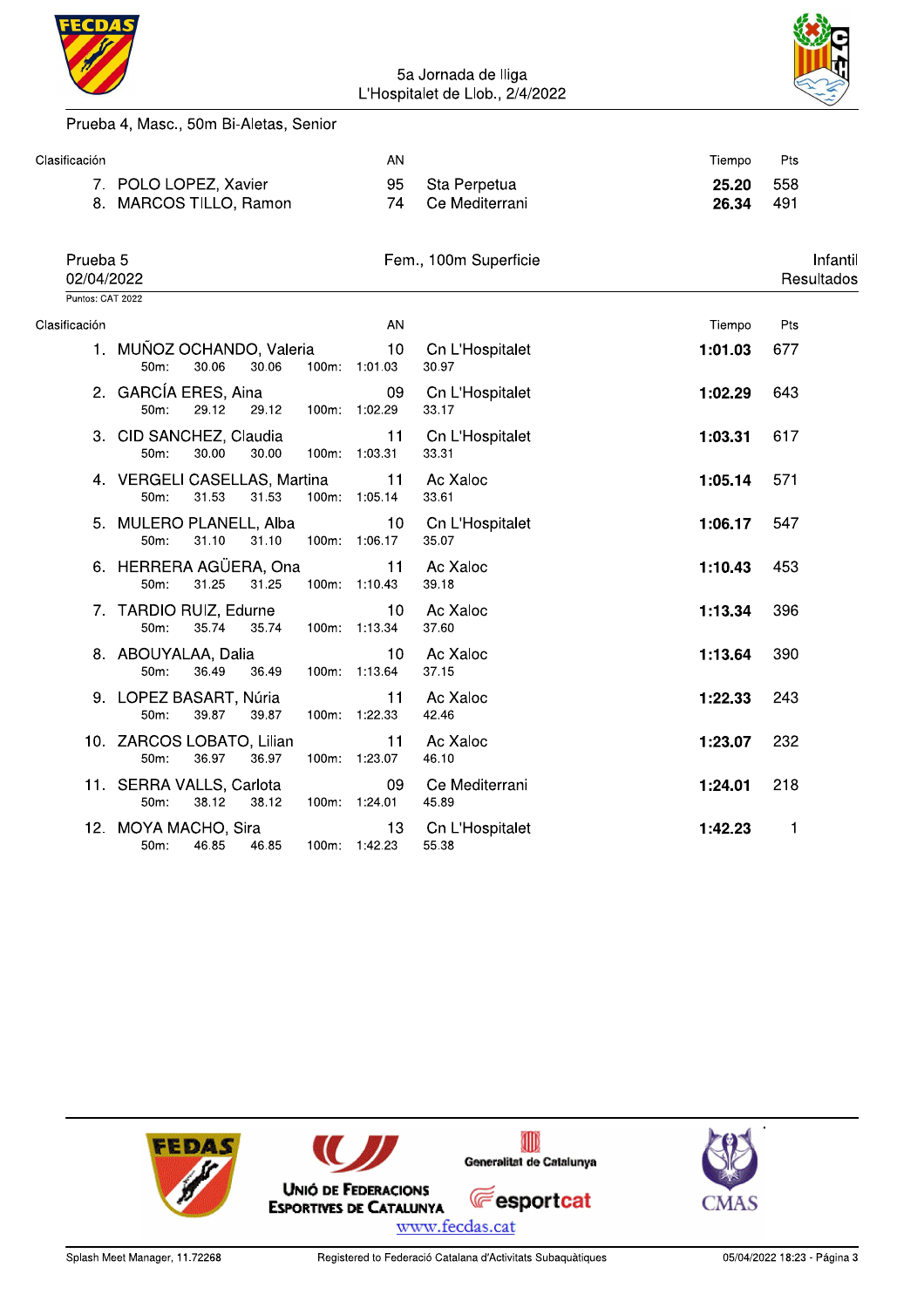5a Jornada de lliga
L'Hospitalet de Llob., 2/4/2022

Prueba 4, Masc., 50m Bi-Aletas, Senior

| Clasificación | | AN | | Tiempo | Pts |
|---|---|---|---|---|---|
| 7. | POLO LOPEZ, Xavier | 95 | Sta Perpetua | **25.20** | 558 |
| 8. | MARCOS TILLO, Ramon | 74 | Ce Mediterrani | **26.34** | 491 |

Prueba 5 — Fem., 100m Superficie — Infantil
02/04/2022 — Resultados

Puntos: CAT 2022

| Clasificación | | AN | | Tiempo | Pts |
|---|---|---|---|---|---|
| 1. | MUÑOZ OCHANDO, Valeria | 10 | Cn L'Hospitalet | **1:01.03** | 677 |
| | 50m: 30.06 30.06 100m: 1:01.03 | | 30.97 | | |
| 2. | GARCÍA ERES, Aina | 09 | Cn L'Hospitalet | **1:02.29** | 643 |
| | 50m: 29.12 29.12 100m: 1:02.29 | | 33.17 | | |
| 3. | CID SANCHEZ, Claudia | 11 | Cn L'Hospitalet | **1:03.31** | 617 |
| | 50m: 30.00 30.00 100m: 1:03.31 | | 33.31 | | |
| 4. | VERGELI CASELLAS, Martina | 11 | Ac Xaloc | **1:05.14** | 571 |
| | 50m: 31.53 31.53 100m: 1:05.14 | | 33.61 | | |
| 5. | MULERO PLANELL, Alba | 10 | Cn L'Hospitalet | **1:06.17** | 547 |
| | 50m: 31.10 31.10 100m: 1:06.17 | | 35.07 | | |
| 6. | HERRERA AGÜERA, Ona | 11 | Ac Xaloc | **1:10.43** | 453 |
| | 50m: 31.25 31.25 100m: 1:10.43 | | 39.18 | | |
| 7. | TARDIO RUIZ, Edurne | 10 | Ac Xaloc | **1:13.34** | 396 |
| | 50m: 35.74 35.74 100m: 1:13.34 | | 37.60 | | |
| 8. | ABOUYALAA, Dalia | 10 | Ac Xaloc | **1:13.64** | 390 |
| | 50m: 36.49 36.49 100m: 1:13.64 | | 37.15 | | |
| 9. | LOPEZ BASART, Núria | 11 | Ac Xaloc | **1:22.33** | 243 |
| | 50m: 39.87 39.87 100m: 1:22.33 | | 42.46 | | |
| 10. | ZARCOS LOBATO, Lilian | 11 | Ac Xaloc | **1:23.07** | 232 |
| | 50m: 36.97 36.97 100m: 1:23.07 | | 46.10 | | |
| 11. | SERRA VALLS, Carlota | 09 | Ce Mediterrani | **1:24.01** | 218 |
| | 50m: 38.12 38.12 100m: 1:24.01 | | 45.89 | | |
| 12. | MOYA MACHO, Sira | 13 | Cn L'Hospitalet | **1:42.23** | 1 |
| | 50m: 46.85 46.85 100m: 1:42.23 | | 55.38 | | |

Unió de Federacions Esportives de Catalunya — Generalitat de Catalunya — esportcat — CMAS
www.fecdas.cat

Splash Meet Manager, 11.72268 — Registered to Federació Catalana d'Activitats Subaquàtiques — 05/04/2022 18:23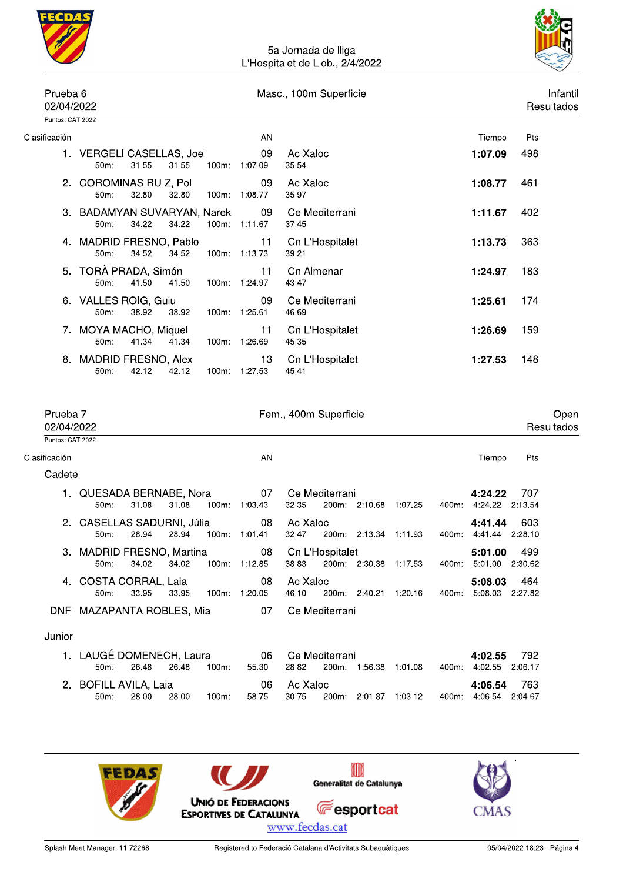5a Jornada de lliga
L'Hospitalet de Llob., 2/4/2022

## Prueba 6 — Masc., 100m Superficie — Infantil

02/04/2022 — Resultados

Puntos: CAT 2022

| Clasificación | Nombre | AN | Club | Tiempo | Pts |
|---|---|---|---|---|---|
| 1. | VERGELI CASELLAS, Joel | 09 | Ac Xaloc | **1:07.09** | 498 |
| | 50m: 31.55 31.55 100m: 1:07.09 35.54 | | | | |
| 2. | COROMINAS RUIZ, Pol | 09 | Ac Xaloc | **1:08.77** | 461 |
| | 50m: 32.80 32.80 100m: 1:08.77 35.97 | | | | |
| 3. | BADAMYAN SUVARYAN, Narek | 09 | Ce Mediterrani | **1:11.67** | 402 |
| | 50m: 34.22 34.22 100m: 1:11.67 37.45 | | | | |
| 4. | MADRID FRESNO, Pablo | 11 | Cn L'Hospitalet | **1:13.73** | 363 |
| | 50m: 34.52 34.52 100m: 1:13.73 39.21 | | | | |
| 5. | TORÀ PRADA, Simón | 11 | Cn Almenar | **1:24.97** | 183 |
| | 50m: 41.50 41.50 100m: 1:24.97 43.47 | | | | |
| 6. | VALLES ROIG, Guiu | 09 | Ce Mediterrani | **1:25.61** | 174 |
| | 50m: 38.92 38.92 100m: 1:25.61 46.69 | | | | |
| 7. | MOYA MACHO, Miquel | 11 | Cn L'Hospitalet | **1:26.69** | 159 |
| | 50m: 41.34 41.34 100m: 1:26.69 45.35 | | | | |
| 8. | MADRID FRESNO, Alex | 13 | Cn L'Hospitalet | **1:27.53** | 148 |
| | 50m: 42.12 42.12 100m: 1:27.53 45.41 | | | | |

## Prueba 7 — Fem., 400m Superficie — Open

02/04/2022 — Resultados

Puntos: CAT 2022

### Cadete

| Clasificación | Nombre | AN | Club | Tiempo | Pts |
|---|---|---|---|---|---|
| 1. | QUESADA BERNABE, Nora | 07 | Ce Mediterrani | **4:24.22** | 707 |
| | 50m: 31.08 31.08 100m: 1:03.43 32.35 200m: 2:10.68 1:07.25 400m: 4:24.22 2:13.54 | | | | |
| 2. | CASELLAS SADURNI, Júlia | 08 | Ac Xaloc | **4:41.44** | 603 |
| | 50m: 28.94 28.94 100m: 1:01.41 32.47 200m: 2:13.34 1:11.93 400m: 4:41.44 2:28.10 | | | | |
| 3. | MADRID FRESNO, Martina | 08 | Cn L'Hospitalet | **5:01.00** | 499 |
| | 50m: 34.02 34.02 100m: 1:12.85 38.83 200m: 2:30.38 1:17.53 400m: 5:01.00 2:30.62 | | | | |
| 4. | COSTA CORRAL, Laia | 08 | Ac Xaloc | **5:08.03** | 464 |
| | 50m: 33.95 33.95 100m: 1:20.05 46.10 200m: 2:40.21 1:20.16 400m: 5:08.03 2:27.82 | | | | |
| DNF | MAZAPANTA ROBLES, Mia | 07 | Ce Mediterrani | | |

### Junior

| Clasificación | Nombre | AN | Club | Tiempo | Pts |
|---|---|---|---|---|---|
| 1. | LAUGÉ DOMENECH, Laura | 06 | Ce Mediterrani | **4:02.55** | 792 |
| | 50m: 26.48 26.48 100m: 55.30 28.82 200m: 1:56.38 1:01.08 400m: 4:02.55 2:06.17 | | | | |
| 2. | BOFILL AVILA, Laia | 06 | Ac Xaloc | **4:06.54** | 763 |
| | 50m: 28.00 28.00 100m: 58.75 30.75 200m: 2:01.87 1:03.12 400m: 4:06.54 2:04.67 | | | | |

www.fecdas.cat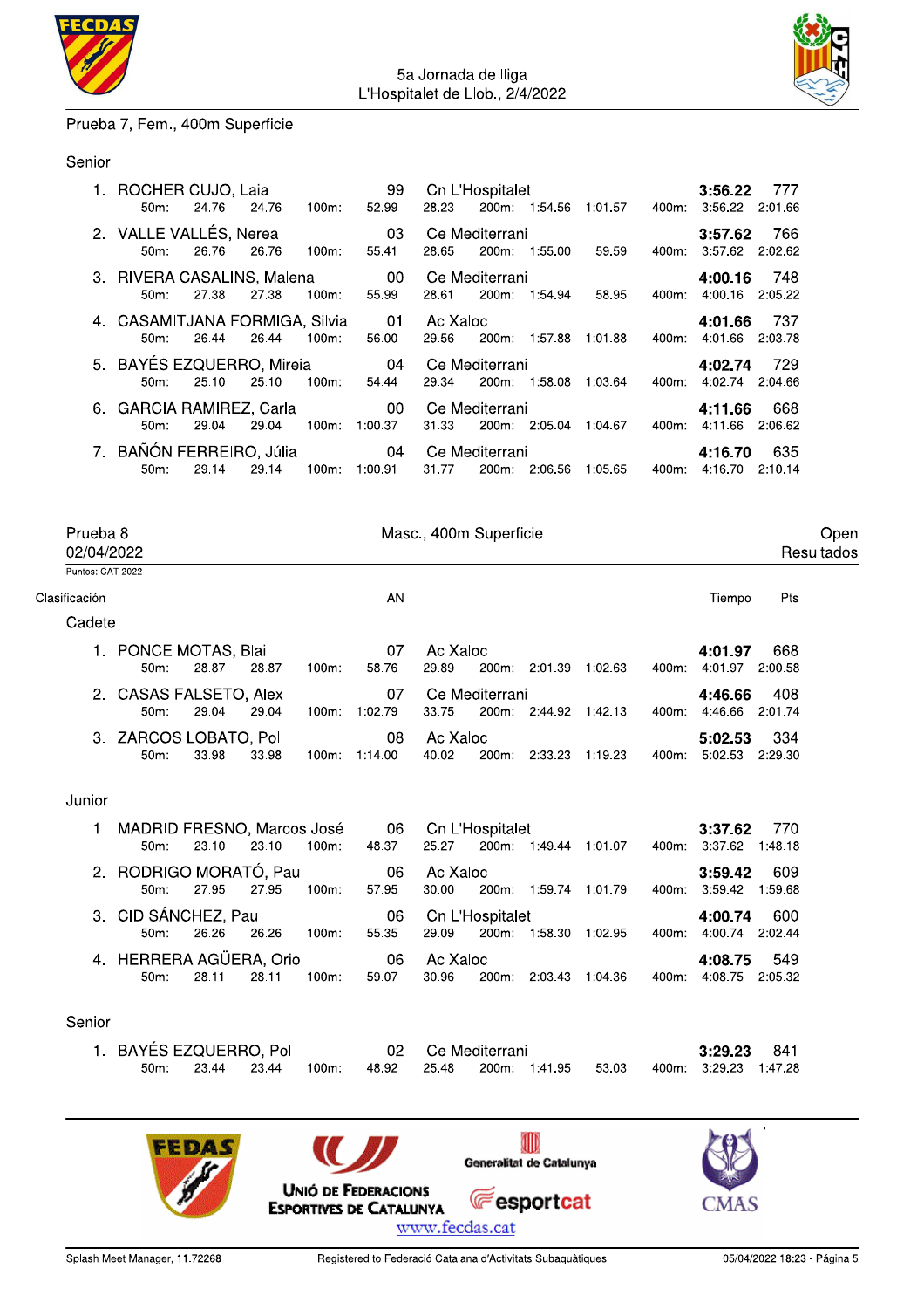5a Jornada de lliga
L'Hospitalet de Llob., 2/4/2022

## Prueba 7, Fem., 400m Superficie

### Senior

| | | | | | | |
|---|---|---|---|---|---|---|
| 1. ROCHER CUJO, Laia | 99 | Cn L'Hospitalet | | | 3:56.22 | 777 |
| 50m: 24.76 24.76 | 100m: 52.99 28.23 | 200m: 1:54.56 1:01.57 | | | 400m: 3:56.22 2:01.66 | |
| 2. VALLE VALLÉS, Nerea | 03 | Ce Mediterrani | | | 3:57.62 | 766 |
| 50m: 26.76 26.76 | 100m: 55.41 28.65 | 200m: 1:55.00 59.59 | | | 400m: 3:57.62 2:02.62 | |
| 3. RIVERA CASALINS, Malena | 00 | Ce Mediterrani | | | 4:00.16 | 748 |
| 50m: 27.38 27.38 | 100m: 55.99 28.61 | 200m: 1:54.94 58.95 | | | 400m: 4:00.16 2:05.22 | |
| 4. CASAMITJANA FORMIGA, Silvia | 01 | Ac Xaloc | | | 4:01.66 | 737 |
| 50m: 26.44 26.44 | 100m: 56.00 29.56 | 200m: 1:57.88 1:01.88 | | | 400m: 4:01.66 2:03.78 | |
| 5. BAYÉS EZQUERRO, Mireia | 04 | Ce Mediterrani | | | 4:02.74 | 729 |
| 50m: 25.10 25.10 | 100m: 54.44 29.34 | 200m: 1:58.08 1:03.64 | | | 400m: 4:02.74 2:04.66 | |
| 6. GARCIA RAMIREZ, Carla | 00 | Ce Mediterrani | | | 4:11.66 | 668 |
| 50m: 29.04 29.04 | 100m: 1:00.37 31.33 | 200m: 2:05.04 1:04.67 | | | 400m: 4:11.66 2:06.62 | |
| 7. BAÑÓN FERREIRO, Júlia | 04 | Ce Mediterrani | | | 4:16.70 | 635 |
| 50m: 29.14 29.14 | 100m: 1:00.91 31.77 | 200m: 2:06.56 1:05.65 | | | 400m: 4:16.70 2:10.14 | |

## Prueba 8 — Masc., 400m Superficie

02/04/2022 — Open — Resultados

Puntos: CAT 2022

| Clasificación | AN | | | | Tiempo | Pts |
|---|---|---|---|---|---|---|
| **Cadete** | | | | | | |
| 1. PONCE MOTAS, Blai | 07 | Ac Xaloc | | | 4:01.97 | 668 |
| 50m: 28.87 28.87 | 100m: 58.76 29.89 | 200m: 2:01.39 1:02.63 | | | 400m: 4:01.97 2:00.58 | |
| 2. CASAS FALSETO, Alex | 07 | Ce Mediterrani | | | 4:46.66 | 408 |
| 50m: 29.04 29.04 | 100m: 1:02.79 33.75 | 200m: 2:44.92 1:42.13 | | | 400m: 4:46.66 2:01.74 | |
| 3. ZARCOS LOBATO, Pol | 08 | Ac Xaloc | | | 5:02.53 | 334 |
| 50m: 33.98 33.98 | 100m: 1:14.00 40.02 | 200m: 2:33.23 1:19.23 | | | 400m: 5:02.53 2:29.30 | |
| **Junior** | | | | | | |
| 1. MADRID FRESNO, Marcos José | 06 | Cn L'Hospitalet | | | 3:37.62 | 770 |
| 50m: 23.10 23.10 | 100m: 48.37 25.27 | 200m: 1:49.44 1:01.07 | | | 400m: 3:37.62 1:48.18 | |
| 2. RODRIGO MORATÓ, Pau | 06 | Ac Xaloc | | | 3:59.42 | 609 |
| 50m: 27.95 27.95 | 100m: 57.95 30.00 | 200m: 1:59.74 1:01.79 | | | 400m: 3:59.42 1:59.68 | |
| 3. CID SÁNCHEZ, Pau | 06 | Cn L'Hospitalet | | | 4:00.74 | 600 |
| 50m: 26.26 26.26 | 100m: 55.35 29.09 | 200m: 1:58.30 1:02.95 | | | 400m: 4:00.74 2:02.44 | |
| 4. HERRERA AGÜERA, Oriol | 06 | Ac Xaloc | | | 4:08.75 | 549 |
| 50m: 28.11 28.11 | 100m: 59.07 30.96 | 200m: 2:03.43 1:04.36 | | | 400m: 4:08.75 2:05.32 | |
| **Senior** | | | | | | |
| 1. BAYÉS EZQUERRO, Pol | 02 | Ce Mediterrani | | | 3:29.23 | 841 |
| 50m: 23.44 23.44 | 100m: 48.92 25.48 | 200m: 1:41.95 53.03 | | | 400m: 3:29.23 1:47.28 | |

FEDAS — Unió de Federacions Esportives de Catalunya — Generalitat de Catalunya — esportcat — CMAS

www.fecdas.cat

Splash Meet Manager, 11.72268 — Registered to Federació Catalana d'Activitats Subaquàtiques — 05/04/2022 18:23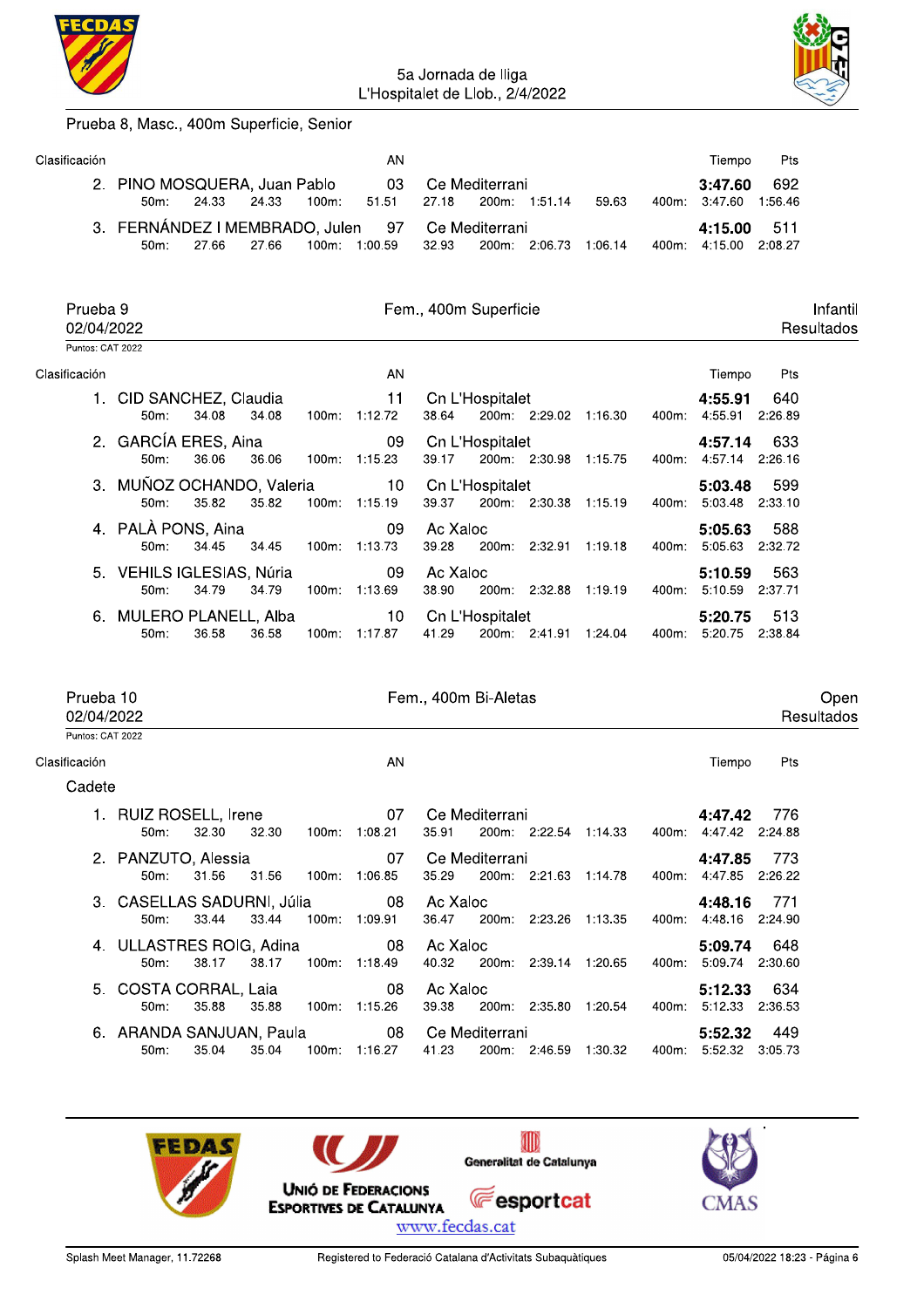Prueba 8, Masc., 400m Superficie, Senior

| Clasificación | | AN | | Tiempo | Pts |
|---|---|---|---|---|---|
| 2. | PINO MOSQUERA, Juan Pablo | 03 | Ce Mediterrani | **3:47.60** | 692 |
| | 50m: 24.33 24.33 100m: 51.51 27.18 200m: 1:51.14 59.63 400m: 3:47.60 1:56.46 | | | | |
| 3. | FERNÁNDEZ I MEMBRADO, Julen | 97 | Ce Mediterrani | **4:15.00** | 511 |
| | 50m: 27.66 27.66 100m: 1:00.59 32.93 200m: 2:06.73 1:06.14 400m: 4:15.00 2:08.27 | | | | |

## Prueba 9 — Fem., 400m Superficie — Infantil

02/04/2022 — Resultados

Puntos: CAT 2022

| Clasificación | | AN | | Tiempo | Pts |
|---|---|---|---|---|---|
| 1. | CID SANCHEZ, Claudia | 11 | Cn L'Hospitalet | **4:55.91** | 640 |
| | 50m: 34.08 34.08 100m: 1:12.72 38.64 200m: 2:29.02 1:16.30 400m: 4:55.91 2:26.89 | | | | |
| 2. | GARCÍA ERES, Aina | 09 | Cn L'Hospitalet | **4:57.14** | 633 |
| | 50m: 36.06 36.06 100m: 1:15.23 39.17 200m: 2:30.98 1:15.75 400m: 4:57.14 2:26.16 | | | | |
| 3. | MUÑOZ OCHANDO, Valeria | 10 | Cn L'Hospitalet | **5:03.48** | 599 |
| | 50m: 35.82 35.82 100m: 1:15.19 39.37 200m: 2:30.38 1:15.19 400m: 5:03.48 2:33.10 | | | | |
| 4. | PALÀ PONS, Aina | 09 | Ac Xaloc | **5:05.63** | 588 |
| | 50m: 34.45 34.45 100m: 1:13.73 39.28 200m: 2:32.91 1:19.18 400m: 5:05.63 2:32.72 | | | | |
| 5. | VEHILS IGLESIAS, Núria | 09 | Ac Xaloc | **5:10.59** | 563 |
| | 50m: 34.79 34.79 100m: 1:13.69 38.90 200m: 2:32.88 1:19.19 400m: 5:10.59 2:37.71 | | | | |
| 6. | MULERO PLANELL, Alba | 10 | Cn L'Hospitalet | **5:20.75** | 513 |
| | 50m: 36.58 36.58 100m: 1:17.87 41.29 200m: 2:41.91 1:24.04 400m: 5:20.75 2:38.84 | | | | |

## Prueba 10 — Fem., 400m Bi-Aletas — Open

02/04/2022 — Resultados

Puntos: CAT 2022

### Cadete

| Clasificación | | AN | | Tiempo | Pts |
|---|---|---|---|---|---|
| 1. | RUIZ ROSELL, Irene | 07 | Ce Mediterrani | **4:47.42** | 776 |
| | 50m: 32.30 32.30 100m: 1:08.21 35.91 200m: 2:22.54 1:14.33 400m: 4:47.42 2:24.88 | | | | |
| 2. | PANZUTO, Alessia | 07 | Ce Mediterrani | **4:47.85** | 773 |
| | 50m: 31.56 31.56 100m: 1:06.85 35.29 200m: 2:21.63 1:14.78 400m: 4:47.85 2:26.22 | | | | |
| 3. | CASELLAS SADURNI, Júlia | 08 | Ac Xaloc | **4:48.16** | 771 |
| | 50m: 33.44 33.44 100m: 1:09.91 36.47 200m: 2:23.26 1:13.35 400m: 4:48.16 2:24.90 | | | | |
| 4. | ULLASTRES ROIG, Adina | 08 | Ac Xaloc | **5:09.74** | 648 |
| | 50m: 38.17 38.17 100m: 1:18.49 40.32 200m: 2:39.14 1:20.65 400m: 5:09.74 2:30.60 | | | | |
| 5. | COSTA CORRAL, Laia | 08 | Ac Xaloc | **5:12.33** | 634 |
| | 50m: 35.88 35.88 100m: 1:15.26 39.38 200m: 2:35.80 1:20.54 400m: 5:12.33 2:36.53 | | | | |
| 6. | ARANDA SANJUAN, Paula | 08 | Ce Mediterrani | **5:52.32** | 449 |
| | 50m: 35.04 35.04 100m: 1:16.27 41.23 200m: 2:46.59 1:30.32 400m: 5:52.32 3:05.73 | | | | |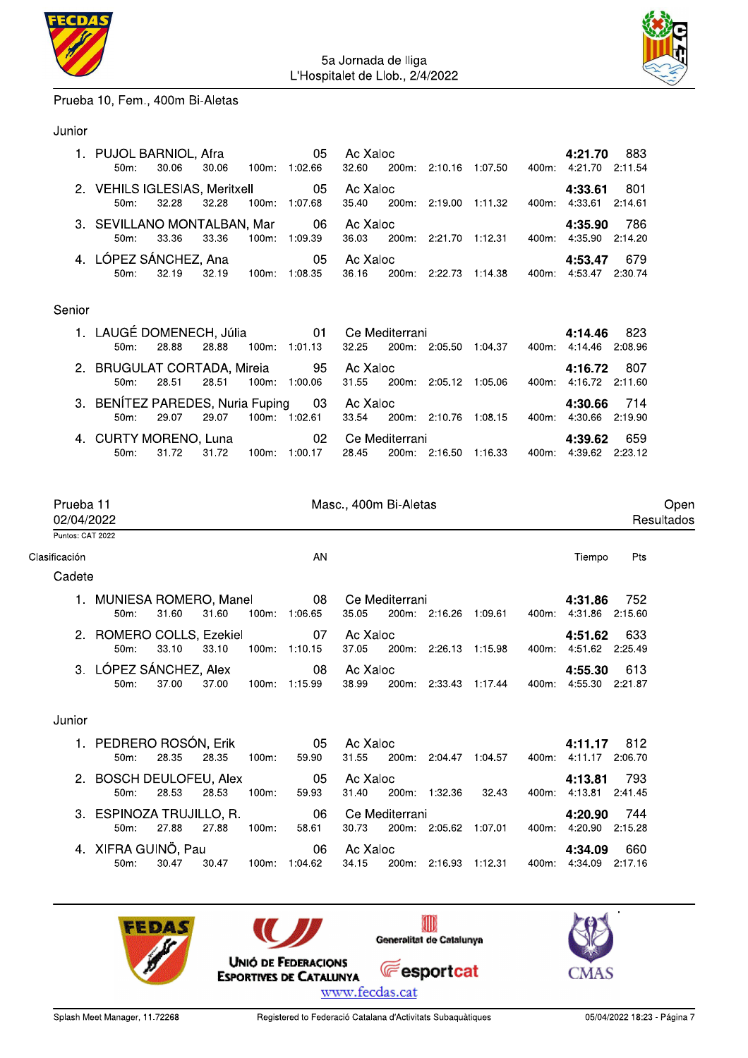Prueba 10, Fem., 400m Bi-Aletas

### Junior

| | | | | | | | | | | | | | |
|---|---|---|---|---|---|---|---|---|---|---|---|---|---|
| 1. PUJOL BARNIOL, Afra | | | | 05 | Ac Xaloc | | | | | 4:21.70 | 883 | | |
| 50m: | 30.06 | 30.06 | 100m: | 1:02.66 | 32.60 | 200m: | 2:10.16 | 1:07.50 | 400m: | 4:21.70 | 2:11.54 | | |
| 2. VEHILS IGLESIAS, Meritxell | | | | 05 | Ac Xaloc | | | | | 4:33.61 | 801 | | |
| 50m: | 32.28 | 32.28 | 100m: | 1:07.68 | 35.40 | 200m: | 2:19.00 | 1:11.32 | 400m: | 4:33.61 | 2:14.61 | | |
| 3. SEVILLANO MONTALBAN, Mar | | | | 06 | Ac Xaloc | | | | | 4:35.90 | 786 | | |
| 50m: | 33.36 | 33.36 | 100m: | 1:09.39 | 36.03 | 200m: | 2:21.70 | 1:12.31 | 400m: | 4:35.90 | 2:14.20 | | |
| 4. LÓPEZ SÁNCHEZ, Ana | | | | 05 | Ac Xaloc | | | | | 4:53.47 | 679 | | |
| 50m: | 32.19 | 32.19 | 100m: | 1:08.35 | 36.16 | 200m: | 2:22.73 | 1:14.38 | 400m: | 4:53.47 | 2:30.74 | | |

### Senior

| | | | | | | | | | | | |
|---|---|---|---|---|---|---|---|---|---|---|---|
| 1. LAUGÉ DOMENECH, Júlia | | | | 01 | Ce Mediterrani | | | | | 4:14.46 | 823 |
| 50m: | 28.88 | 28.88 | 100m: | 1:01.13 | 32.25 | 200m: | 2:05.50 | 1:04.37 | 400m: | 4:14.46 | 2:08.96 |
| 2. BRUGULAT CORTADA, Mireia | | | | 95 | Ac Xaloc | | | | | 4:16.72 | 807 |
| 50m: | 28.51 | 28.51 | 100m: | 1:00.06 | 31.55 | 200m: | 2:05.12 | 1:05.06 | 400m: | 4:16.72 | 2:11.60 |
| 3. BENÍTEZ PAREDES, Nuria Fuping | | | | 03 | Ac Xaloc | | | | | 4:30.66 | 714 |
| 50m: | 29.07 | 29.07 | 100m: | 1:02.61 | 33.54 | 200m: | 2:10.76 | 1:08.15 | 400m: | 4:30.66 | 2:19.90 |
| 4. CURTY MORENO, Luna | | | | 02 | Ce Mediterrani | | | | | 4:39.62 | 659 |
| 50m: | 31.72 | 31.72 | 100m: | 1:00.17 | 28.45 | 200m: | 2:16.50 | 1:16.33 | 400m: | 4:39.62 | 2:23.12 |

Prueba 11 — Masc., 400m Bi-Aletas — Open

02/04/2022 — Resultados

Puntos: CAT 2022

### Cadete

| Clasificación | | | | AN | | | | | | Tiempo | Pts |
|---|---|---|---|---|---|---|---|---|---|---|---|
| 1. MUNIESA ROMERO, Manel | | | | 08 | Ce Mediterrani | | | | | 4:31.86 | 752 |
| 50m: | 31.60 | 31.60 | 100m: | 1:06.65 | 35.05 | 200m: | 2:16.26 | 1:09.61 | 400m: | 4:31.86 | 2:15.60 |
| 2. ROMERO COLLS, Ezekiel | | | | 07 | Ac Xaloc | | | | | 4:51.62 | 633 |
| 50m: | 33.10 | 33.10 | 100m: | 1:10.15 | 37.05 | 200m: | 2:26.13 | 1:15.98 | 400m: | 4:51.62 | 2:25.49 |
| 3. LÓPEZ SÁNCHEZ, Alex | | | | 08 | Ac Xaloc | | | | | 4:55.30 | 613 |
| 50m: | 37.00 | 37.00 | 100m: | 1:15.99 | 38.99 | 200m: | 2:33.43 | 1:17.44 | 400m: | 4:55.30 | 2:21.87 |

### Junior

| | | | | | | | | | | | |
|---|---|---|---|---|---|---|---|---|---|---|---|
| 1. PEDRERO ROSÓN, Erik | | | | 05 | Ac Xaloc | | | | | 4:11.17 | 812 |
| 50m: | 28.35 | 28.35 | 100m: | 59.90 | 31.55 | 200m: | 2:04.47 | 1:04.57 | 400m: | 4:11.17 | 2:06.70 |
| 2. BOSCH DEULOFEU, Alex | | | | 05 | Ac Xaloc | | | | | 4:13.81 | 793 |
| 50m: | 28.53 | 28.53 | 100m: | 59.93 | 31.40 | 200m: | 1:32.36 | 32.43 | 400m: | 4:13.81 | 2:41.45 |
| 3. ESPINOZA TRUJILLO, R. | | | | 06 | Ce Mediterrani | | | | | 4:20.90 | 744 |
| 50m: | 27.88 | 27.88 | 100m: | 58.61 | 30.73 | 200m: | 2:05.62 | 1:07.01 | 400m: | 4:20.90 | 2:15.28 |
| 4. XIFRA GUINÖ, Pau | | | | 06 | Ac Xaloc | | | | | 4:34.09 | 660 |
| 50m: | 30.47 | 30.47 | 100m: | 1:04.62 | 34.15 | 200m: | 2:16.93 | 1:12.31 | 400m: | 4:34.09 | 2:17.16 |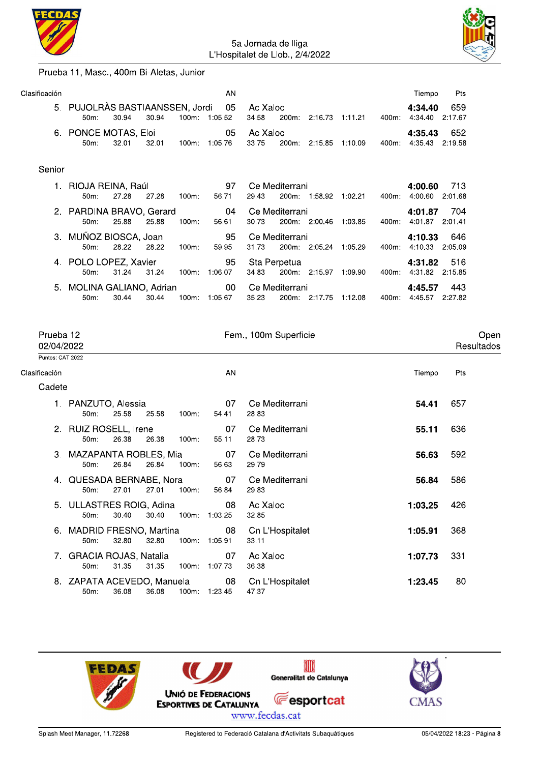5a Jornada de lliga
L'Hospitalet de Llob., 2/4/2022

Prueba 11, Masc., 400m Bi-Aletas, Junior

| Clasificación | | AN | | Tiempo | Pts |
|---|---|---|---|---|---|
| 5. | PUJOLRÀS BASTIAANSSEN, Jordi | 05 | Ac Xaloc | **4:34.40** | 659 |
| | 50m: 30.94 30.94 100m: 1:05.52 34.58 200m: 2:16.73 1:11.21 400m: 4:34.40 2:17.67 | | | | |
| 6. | PONCE MOTAS, Eloi | 05 | Ac Xaloc | **4:35.43** | 652 |
| | 50m: 32.01 32.01 100m: 1:05.76 33.75 200m: 2:15.85 1:10.09 400m: 4:35.43 2:19.58 | | | | |

Senior

| Clasificación | | AN | | Tiempo | Pts |
|---|---|---|---|---|---|
| 1. | RIOJA REINA, Raúl | 97 | Ce Mediterrani | **4:00.60** | 713 |
| | 50m: 27.28 27.28 100m: 56.71 29.43 200m: 1:58.92 1:02.21 400m: 4:00.60 2:01.68 | | | | |
| 2. | PARDINA BRAVO, Gerard | 04 | Ce Mediterrani | **4:01.87** | 704 |
| | 50m: 25.88 25.88 100m: 56.61 30.73 200m: 2:00.46 1:03.85 400m: 4:01.87 2:01.41 | | | | |
| 3. | MUÑOZ BIOSCA, Joan | 95 | Ce Mediterrani | **4:10.33** | 646 |
| | 50m: 28.22 28.22 100m: 59.95 31.73 200m: 2:05.24 1:05.29 400m: 4:10.33 2:05.09 | | | | |
| 4. | POLO LOPEZ, Xavier | 95 | Sta Perpetua | **4:31.82** | 516 |
| | 50m: 31.24 31.24 100m: 1:06.07 34.83 200m: 2:15.97 1:09.90 400m: 4:31.82 2:15.85 | | | | |
| 5. | MOLINA GALIANO, Adrian | 00 | Ce Mediterrani | **4:45.57** | 443 |
| | 50m: 30.44 30.44 100m: 1:05.67 35.23 200m: 2:17.75 1:12.08 400m: 4:45.57 2:27.82 | | | | |

Prueba 12 — Fem., 100m Superficie — Open
02/04/2022 — Resultados

Puntos: CAT 2022

Cadete

| Clasificación | | AN | | Tiempo | Pts |
|---|---|---|---|---|---|
| 1. | PANZUTO, Alessia | 07 | Ce Mediterrani | **54.41** | 657 |
| | 50m: 25.58 25.58 100m: 54.41 28.83 | | | | |
| 2. | RUIZ ROSELL, Irene | 07 | Ce Mediterrani | **55.11** | 636 |
| | 50m: 26.38 26.38 100m: 55.11 28.73 | | | | |
| 3. | MAZAPANTA ROBLES, Mia | 07 | Ce Mediterrani | **56.63** | 592 |
| | 50m: 26.84 26.84 100m: 56.63 29.79 | | | | |
| 4. | QUESADA BERNABE, Nora | 07 | Ce Mediterrani | **56.84** | 586 |
| | 50m: 27.01 27.01 100m: 56.84 29.83 | | | | |
| 5. | ULLASTRES ROIG, Adina | 08 | Ac Xaloc | **1:03.25** | 426 |
| | 50m: 30.40 30.40 100m: 1:03.25 32.85 | | | | |
| 6. | MADRID FRESNO, Martina | 08 | Cn L'Hospitalet | **1:05.91** | 368 |
| | 50m: 32.80 32.80 100m: 1:05.91 33.11 | | | | |
| 7. | GRACIA ROJAS, Natalia | 07 | Ac Xaloc | **1:07.73** | 331 |
| | 50m: 31.35 31.35 100m: 1:07.73 36.38 | | | | |
| 8. | ZAPATA ACEVEDO, Manuela | 08 | Cn L'Hospitalet | **1:23.45** | 80 |
| | 50m: 36.08 36.08 100m: 1:23.45 47.37 | | | | |

FEDAS — Unió de Federacions Esportives de Catalunya — Generalitat de Catalunya — esportcat — CMAS
www.fecdas.cat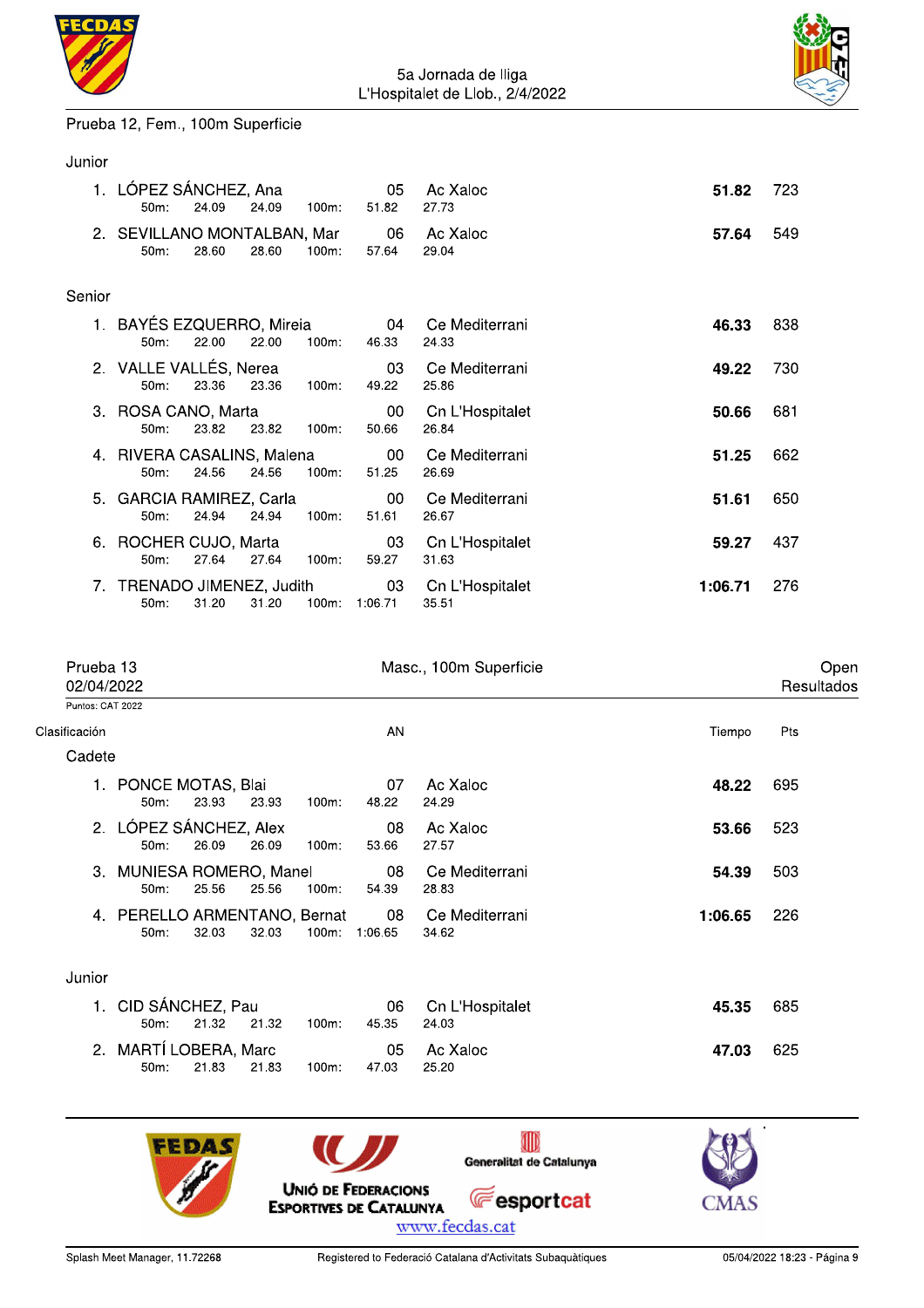Prueba 12, Fem., 100m Superficie

### Junior

| Clasificación | | AN | | Tiempo | Pts |
|---|---|---|---|---|---|
| 1. LÓPEZ SÁNCHEZ, Ana | 50m: 24.09 24.09 100m: 51.82 27.73 | 05 | Ac Xaloc | **51.82** | 723 |
| 2. SEVILLANO MONTALBAN, Mar | 50m: 28.60 28.60 100m: 57.64 29.04 | 06 | Ac Xaloc | **57.64** | 549 |

### Senior

| Clasificación | | AN | | Tiempo | Pts |
|---|---|---|---|---|---|
| 1. BAYÉS EZQUERRO, Mireia | 50m: 22.00 22.00 100m: 46.33 24.33 | 04 | Ce Mediterrani | **46.33** | 838 |
| 2. VALLE VALLÉS, Nerea | 50m: 23.36 23.36 100m: 49.22 25.86 | 03 | Ce Mediterrani | **49.22** | 730 |
| 3. ROSA CANO, Marta | 50m: 23.82 23.82 100m: 50.66 26.84 | 00 | Cn L'Hospitalet | **50.66** | 681 |
| 4. RIVERA CASALINS, Malena | 50m: 24.56 24.56 100m: 51.25 26.69 | 00 | Ce Mediterrani | **51.25** | 662 |
| 5. GARCIA RAMIREZ, Carla | 50m: 24.94 24.94 100m: 51.61 26.67 | 00 | Ce Mediterrani | **51.61** | 650 |
| 6. ROCHER CUJO, Marta | 50m: 27.64 27.64 100m: 59.27 31.63 | 03 | Cn L'Hospitalet | **59.27** | 437 |
| 7. TRENADO JIMENEZ, Judith | 50m: 31.20 31.20 100m: 1:06.71 35.51 | 03 | Cn L'Hospitalet | **1:06.71** | 276 |

## Prueba 13 — Masc., 100m Superficie — Open

02/04/2022 — Resultados

Puntos: CAT 2022

### Cadete

| Clasificación | | AN | | Tiempo | Pts |
|---|---|---|---|---|---|
| 1. PONCE MOTAS, Blai | 50m: 23.93 23.93 100m: 48.22 24.29 | 07 | Ac Xaloc | **48.22** | 695 |
| 2. LÓPEZ SÁNCHEZ, Alex | 50m: 26.09 26.09 100m: 53.66 27.57 | 08 | Ac Xaloc | **53.66** | 523 |
| 3. MUNIESA ROMERO, Manel | 50m: 25.56 25.56 100m: 54.39 28.83 | 08 | Ce Mediterrani | **54.39** | 503 |
| 4. PERELLO ARMENTANO, Bernat | 50m: 32.03 32.03 100m: 1:06.65 34.62 | 08 | Ce Mediterrani | **1:06.65** | 226 |

### Junior

| Clasificación | | AN | | Tiempo | Pts |
|---|---|---|---|---|---|
| 1. CID SÁNCHEZ, Pau | 50m: 21.32 21.32 100m: 45.35 24.03 | 06 | Cn L'Hospitalet | **45.35** | 685 |
| 2. MARTÍ LOBERA, Marc | 50m: 21.83 21.83 100m: 47.03 25.20 | 05 | Ac Xaloc | **47.03** | 625 |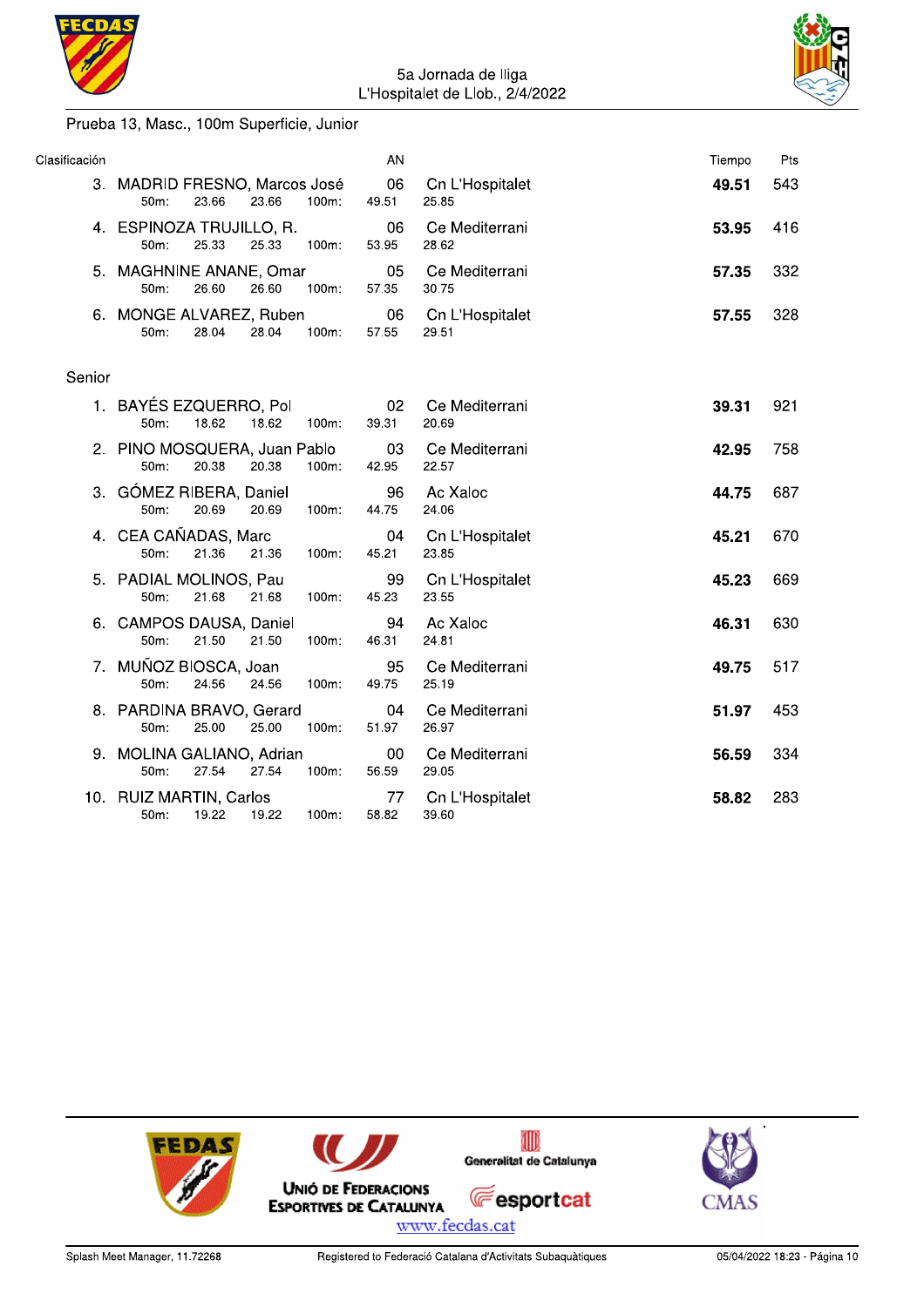5a Jornada de lliga
L'Hospitalet de Llob., 2/4/2022

Prueba 13, Masc., 100m Superficie, Junior

| Clasificación | | AN | | Tiempo | Pts |
|---|---|---|---|---|---|
| 3. | MADRID FRESNO, Marcos José | 06 | Cn L'Hospitalet | **49.51** | 543 |
| | 50m: 23.66 23.66 100m: | 49.51 | 25.85 | | |
| 4. | ESPINOZA TRUJILLO, R. | 06 | Ce Mediterrani | **53.95** | 416 |
| | 50m: 25.33 25.33 100m: | 53.95 | 28.62 | | |
| 5. | MAGHNINE ANANE, Omar | 05 | Ce Mediterrani | **57.35** | 332 |
| | 50m: 26.60 26.60 100m: | 57.35 | 30.75 | | |
| 6. | MONGE ALVAREZ, Ruben | 06 | Cn L'Hospitalet | **57.55** | 328 |
| | 50m: 28.04 28.04 100m: | 57.55 | 29.51 | | |

Senior

| Clasificación | | AN | | Tiempo | Pts |
|---|---|---|---|---|---|
| 1. | BAYÉS EZQUERRO, Pol | 02 | Ce Mediterrani | **39.31** | 921 |
| | 50m: 18.62 18.62 100m: | 39.31 | 20.69 | | |
| 2. | PINO MOSQUERA, Juan Pablo | 03 | Ce Mediterrani | **42.95** | 758 |
| | 50m: 20.38 20.38 100m: | 42.95 | 22.57 | | |
| 3. | GÓMEZ RIBERA, Daniel | 96 | Ac Xaloc | **44.75** | 687 |
| | 50m: 20.69 20.69 100m: | 44.75 | 24.06 | | |
| 4. | CEA CAÑADAS, Marc | 04 | Cn L'Hospitalet | **45.21** | 670 |
| | 50m: 21.36 21.36 100m: | 45.21 | 23.85 | | |
| 5. | PADIAL MOLINOS, Pau | 99 | Cn L'Hospitalet | **45.23** | 669 |
| | 50m: 21.68 21.68 100m: | 45.23 | 23.55 | | |
| 6. | CAMPOS DAUSA, Daniel | 94 | Ac Xaloc | **46.31** | 630 |
| | 50m: 21.50 21.50 100m: | 46.31 | 24.81 | | |
| 7. | MUÑOZ BIOSCA, Joan | 95 | Ce Mediterrani | **49.75** | 517 |
| | 50m: 24.56 24.56 100m: | 49.75 | 25.19 | | |
| 8. | PARDINA BRAVO, Gerard | 04 | Ce Mediterrani | **51.97** | 453 |
| | 50m: 25.00 25.00 100m: | 51.97 | 26.97 | | |
| 9. | MOLINA GALIANO, Adrian | 00 | Ce Mediterrani | **56.59** | 334 |
| | 50m: 27.54 27.54 100m: | 56.59 | 29.05 | | |
| 10. | RUIZ MARTIN, Carlos | 77 | Cn L'Hospitalet | **58.82** | 283 |
| | 50m: 19.22 19.22 100m: | 58.82 | 39.60 | | |

FEDAS — Unió de Federacions Esportives de Catalunya — Generalitat de Catalunya — esportcat — CMAS

www.fecdas.cat

Splash Meet Manager, 11.72268 — Registered to Federació Catalana d'Activitats Subaquàtiques — 05/04/2022 18:23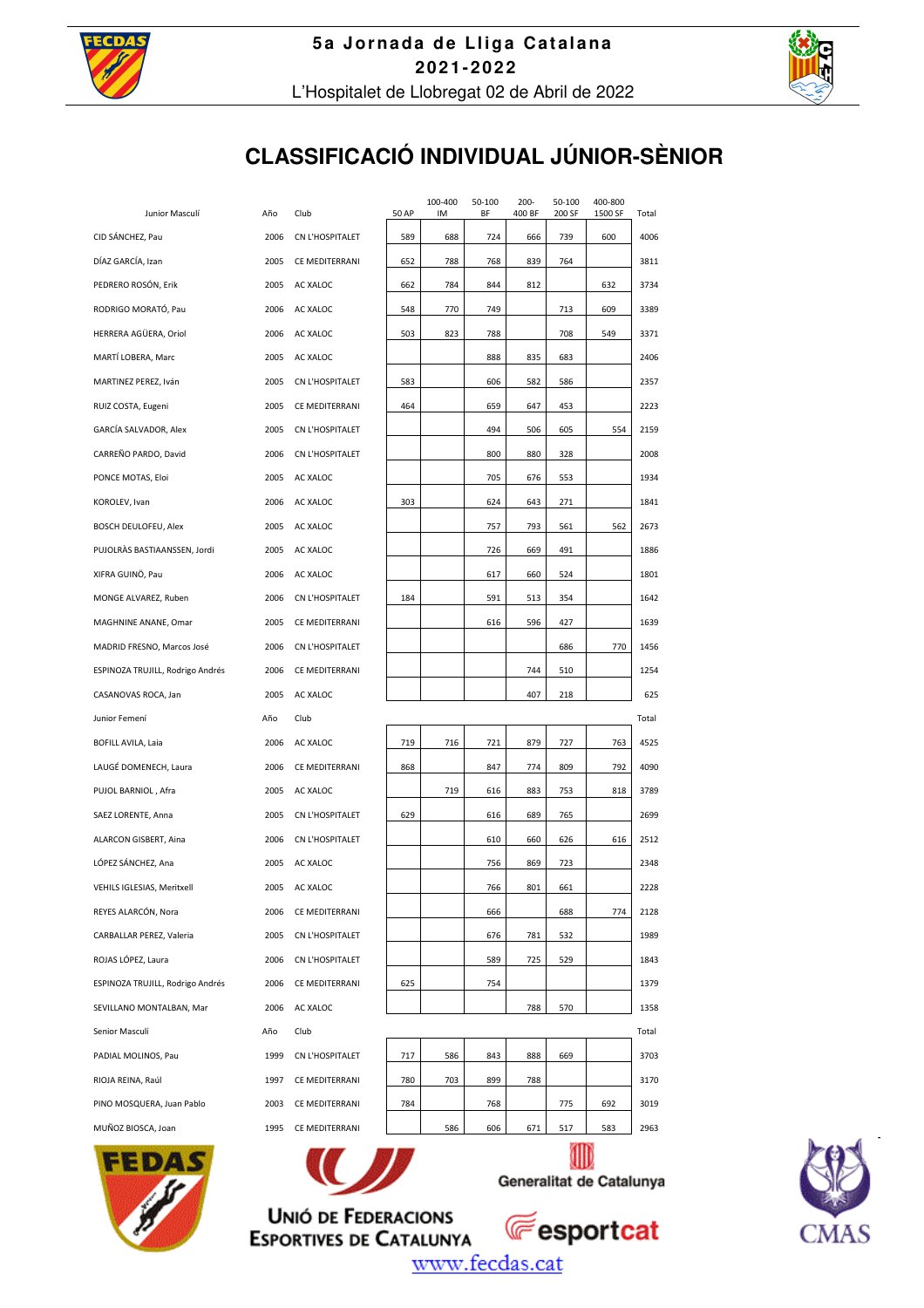# 5a Jornada de Lliga Catalana
## 2021-2022
L'Hospitalet de Llobregat 02 de Abril de 2022

# CLASSIFICACIÓ INDIVIDUAL JÚNIOR-SÈNIOR

| Junior Masculí | Año | Club | 50 AP | 100-400 IM | 50-100 BF | 200-400 BF | 50-100 200 SF | 400-800 1500 SF | Total |
|---|---|---|---|---|---|---|---|---|---|
| CID SÁNCHEZ, Pau | 2006 | CN L'HOSPITALET | 589 | 688 | 724 | 666 | 739 | 600 | 4006 |
| DÍAZ GARCÍA, Izan | 2005 | CE MEDITERRANI | 652 | 788 | 768 | 839 | 764 | | 3811 |
| PEDRERO ROSÓN, Erik | 2005 | AC XALOC | 662 | 784 | 844 | 812 | | 632 | 3734 |
| RODRIGO MORATÓ, Pau | 2006 | AC XALOC | 548 | 770 | 749 | | 713 | 609 | 3389 |
| HERRERA AGÜERA, Oriol | 2006 | AC XALOC | 503 | 823 | 788 | | 708 | 549 | 3371 |
| MARTÍ LOBERA, Marc | 2005 | AC XALOC | | | 888 | 835 | 683 | | 2406 |
| MARTINEZ PEREZ, Iván | 2005 | CN L'HOSPITALET | 583 | | 606 | 582 | 586 | | 2357 |
| RUIZ COSTA, Eugeni | 2005 | CE MEDITERRANI | 464 | | 659 | 647 | 453 | | 2223 |
| GARCÍA SALVADOR, Alex | 2005 | CN L'HOSPITALET | | | 494 | 506 | 605 | 554 | 2159 |
| CARREÑO PARDO, David | 2006 | CN L'HOSPITALET | | | 800 | 880 | 328 | | 2008 |
| PONCE MOTAS, Eloi | 2005 | AC XALOC | | | 705 | 676 | 553 | | 1934 |
| KOROLEV, Ivan | 2006 | AC XALOC | 303 | | 624 | 643 | 271 | | 1841 |
| BOSCH DEULOFEU, Alex | 2005 | AC XALOC | | | 757 | 793 | 561 | 562 | 2673 |
| PUJOLRÀS BASTIAANSSEN, Jordi | 2005 | AC XALOC | | | 726 | 669 | 491 | | 1886 |
| XIFRA GUINÓ, Pau | 2006 | AC XALOC | | | 617 | 660 | 524 | | 1801 |
| MONGE ALVAREZ, Ruben | 2006 | CN L'HOSPITALET | 184 | | 591 | 513 | 354 | | 1642 |
| MAGHNINE ANANE, Omar | 2005 | CE MEDITERRANI | | | 616 | 596 | 427 | | 1639 |
| MADRID FRESNO, Marcos José | 2006 | CN L'HOSPITALET | | | | | 686 | 770 | 1456 |
| ESPINOZA TRUJILL, Rodrigo Andrés | 2006 | CE MEDITERRANI | | | | 744 | 510 | | 1254 |
| CASANOVAS ROCA, Jan | 2005 | AC XALOC | | | | 407 | 218 | | 625 |
| **Junior Femení** | **Año** | **Club** | | | | | | | **Total** |
| BOFILL AVILA, Laia | 2006 | AC XALOC | 719 | 716 | 721 | 879 | 727 | 763 | 4525 |
| LAUGÉ DOMENECH, Laura | 2006 | CE MEDITERRANI | 868 | | 847 | 774 | 809 | 792 | 4090 |
| PUJOL BARNIOL , Afra | 2005 | AC XALOC | | 719 | 616 | 883 | 753 | 818 | 3789 |
| SAEZ LORENTE, Anna | 2005 | CN L'HOSPITALET | 629 | | 616 | 689 | 765 | | 2699 |
| ALARCON GISBERT, Aina | 2006 | CN L'HOSPITALET | | | 610 | 660 | 626 | 616 | 2512 |
| LÓPEZ SÁNCHEZ, Ana | 2005 | AC XALOC | | | 756 | 869 | 723 | | 2348 |
| VEHILS IGLESIAS, Meritxell | 2005 | AC XALOC | | | 766 | 801 | 661 | | 2228 |
| REYES ALARCÓN, Nora | 2006 | CE MEDITERRANI | | | 666 | | 688 | 774 | 2128 |
| CARBALLAR PEREZ, Valeria | 2005 | CN L'HOSPITALET | | | 676 | 781 | 532 | | 1989 |
| ROJAS LÓPEZ, Laura | 2006 | CN L'HOSPITALET | | | 589 | 725 | 529 | | 1843 |
| ESPINOZA TRUJILL, Rodrigo Andrés | 2006 | CE MEDITERRANI | 625 | | 754 | | | | 1379 |
| SEVILLANO MONTALBAN, Mar | 2006 | AC XALOC | | | | 788 | 570 | | 1358 |
| **Senior Masculí** | **Año** | **Club** | | | | | | | **Total** |
| PADIAL MOLINOS, Pau | 1999 | CN L'HOSPITALET | 717 | 586 | 843 | 888 | 669 | | 3703 |
| RIOJA REINA, Raúl | 1997 | CE MEDITERRANI | 780 | 703 | 899 | 788 | | | 3170 |
| PINO MOSQUERA, Juan Pablo | 2003 | CE MEDITERRANI | 784 | | 768 | | 775 | 692 | 3019 |
| MUÑOZ BIOSCA, Joan | 1995 | CE MEDITERRANI | | 586 | 606 | 671 | 517 | 583 | 2963 |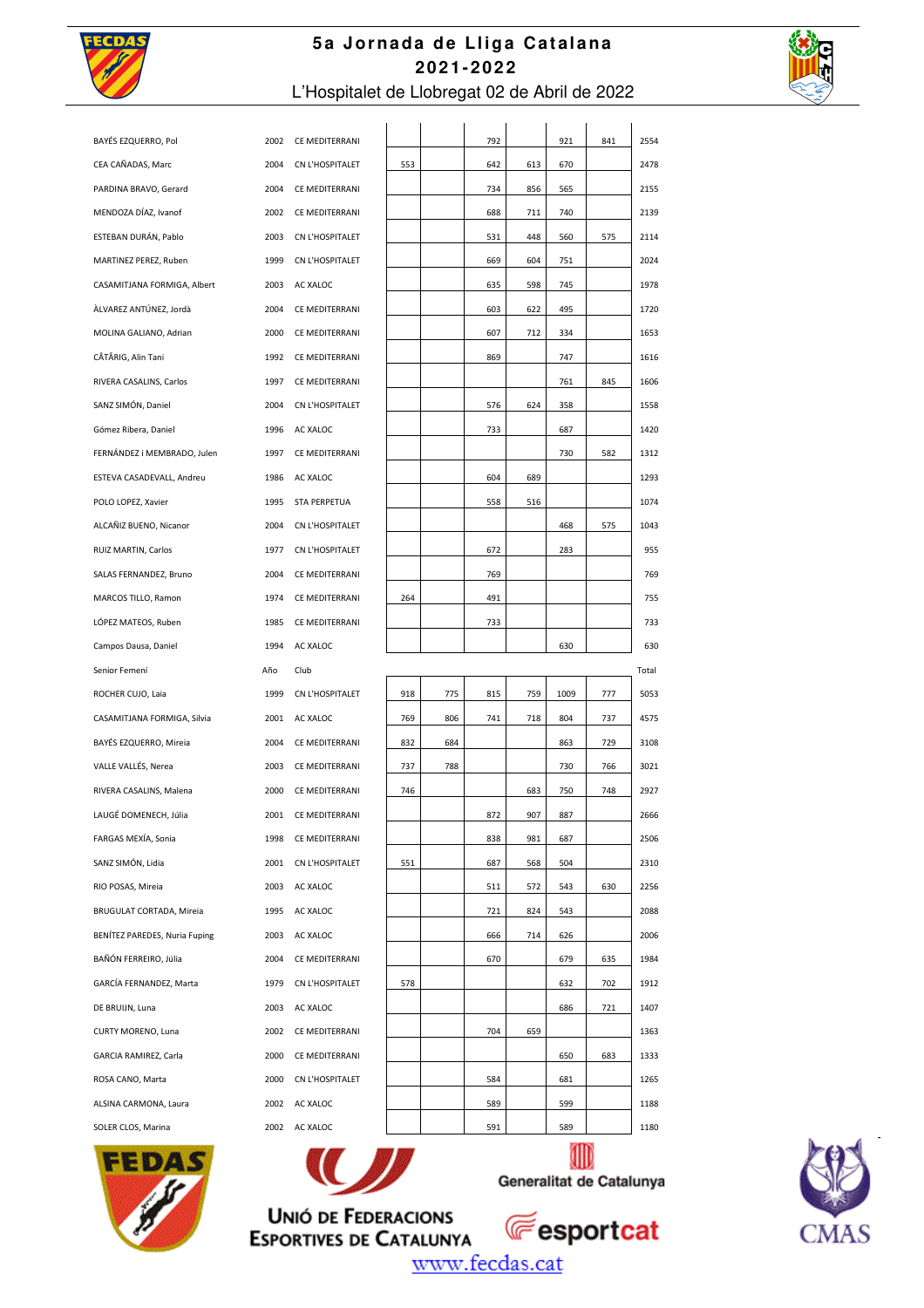# 5a Jornada de Lliga Catalana 2021-2022

L'Hospitalet de Llobregat 02 de Abril de 2022

| Nombre | Año | Club | | | | | | | Total |
|---|---|---|---|---|---|---|---|---|---|
| BAYÉS EZQUERRO, Pol | 2002 | CE MEDITERRANI | | | 792 | | 921 | 841 | 2554 |
| CEA CAÑADAS, Marc | 2004 | CN L'HOSPITALET | 553 | | 642 | 613 | 670 | | 2478 |
| PARDINA BRAVO, Gerard | 2004 | CE MEDITERRANI | | | 734 | 856 | 565 | | 2155 |
| MENDOZA DÍAZ, Ivanof | 2002 | CE MEDITERRANI | | | 688 | 711 | 740 | | 2139 |
| ESTEBAN DURÁN, Pablo | 2003 | CN L'HOSPITALET | | | 531 | 448 | 560 | 575 | 2114 |
| MARTINEZ PEREZ, Ruben | 1999 | CN L'HOSPITALET | | | 669 | 604 | 751 | | 2024 |
| CASAMITJANA FORMIGA, Albert | 2003 | AC XALOC | | | 635 | 598 | 745 | | 1978 |
| ÀLVAREZ ANTÚNEZ, Jordà | 2004 | CE MEDITERRANI | | | 603 | 622 | 495 | | 1720 |
| MOLINA GALIANO, Adrian | 2000 | CE MEDITERRANI | | | 607 | 712 | 334 | | 1653 |
| CÂTÂRIG, Alin Tani | 1992 | CE MEDITERRANI | | | 869 | | 747 | | 1616 |
| RIVERA CASALINS, Carlos | 1997 | CE MEDITERRANI | | | | | 761 | 845 | 1606 |
| SANZ SIMÓN, Daniel | 2004 | CN L'HOSPITALET | | | 576 | 624 | 358 | | 1558 |
| Gómez Ribera, Daniel | 1996 | AC XALOC | | | 733 | | 687 | | 1420 |
| FERNÁNDEZ i MEMBRADO, Julen | 1997 | CE MEDITERRANI | | | | | 730 | 582 | 1312 |
| ESTEVA CASADEVALL, Andreu | 1986 | AC XALOC | | | 604 | 689 | | | 1293 |
| POLO LOPEZ, Xavier | 1995 | STA PERPETUA | | | 558 | 516 | | | 1074 |
| ALCAÑIZ BUENO, Nicanor | 2004 | CN L'HOSPITALET | | | | | 468 | 575 | 1043 |
| RUIZ MARTIN, Carlos | 1977 | CN L'HOSPITALET | | | 672 | | 283 | | 955 |
| SALAS FERNANDEZ, Bruno | 2004 | CE MEDITERRANI | | | 769 | | | | 769 |
| MARCOS TILLO, Ramon | 1974 | CE MEDITERRANI | 264 | | 491 | | | | 755 |
| LÓPEZ MATEOS, Ruben | 1985 | CE MEDITERRANI | | | 733 | | | | 733 |
| Campos Dausa, Daniel | 1994 | AC XALOC | | | | | 630 | | 630 |

| Senior Femení | Año | Club | | | | | | | Total |
|---|---|---|---|---|---|---|---|---|---|
| ROCHER CUJO, Laia | 1999 | CN L'HOSPITALET | 918 | 775 | 815 | 759 | 1009 | 777 | 5053 |
| CASAMITJANA FORMIGA, Silvia | 2001 | AC XALOC | 769 | 806 | 741 | 718 | 804 | 737 | 4575 |
| BAYÉS EZQUERRO, Mireia | 2004 | CE MEDITERRANI | 832 | 684 | | | 863 | 729 | 3108 |
| VALLE VALLÉS, Nerea | 2003 | CE MEDITERRANI | 737 | 788 | | | 730 | 766 | 3021 |
| RIVERA CASALINS, Malena | 2000 | CE MEDITERRANI | 746 | | | 683 | 750 | 748 | 2927 |
| LAUGÉ DOMENECH, Júlia | 2001 | CE MEDITERRANI | | | 872 | 907 | 887 | | 2666 |
| FARGAS MEXÍA, Sonia | 1998 | CE MEDITERRANI | | | 838 | 981 | 687 | | 2506 |
| SANZ SIMÓN, Lidia | 2001 | CN L'HOSPITALET | 551 | | 687 | 568 | 504 | | 2310 |
| RIO POSAS, Mireia | 2003 | AC XALOC | | | 511 | 572 | 543 | 630 | 2256 |
| BRUGULAT CORTADA, Mireia | 1995 | AC XALOC | | | 721 | 824 | 543 | | 2088 |
| BENÍTEZ PAREDES, Nuria Fuping | 2003 | AC XALOC | | | 666 | 714 | 626 | | 2006 |
| BAÑÓN FERREIRO, Júlia | 2004 | CE MEDITERRANI | | | 670 | | 679 | 635 | 1984 |
| GARCÍA FERNANDEZ, Marta | 1979 | CN L'HOSPITALET | 578 | | | | 632 | 702 | 1912 |
| DE BRUIJN, Luna | 2003 | AC XALOC | | | | | 686 | 721 | 1407 |
| CURTY MORENO, Luna | 2002 | CE MEDITERRANI | | | 704 | 659 | | | 1363 |
| GARCIA RAMIREZ, Carla | 2000 | CE MEDITERRANI | | | | | 650 | 683 | 1333 |
| ROSA CANO, Marta | 2000 | CN L'HOSPITALET | | | 584 | | 681 | | 1265 |
| ALSINA CARMONA, Laura | 2002 | AC XALOC | | | 589 | | 599 | | 1188 |
| SOLER CLOS, Marina | 2002 | AC XALOC | | | 591 | | 589 | | 1180 |

Unió de Federacions Esportives de Catalunya

Generalitat de Catalunya

esportcat

www.fecdas.cat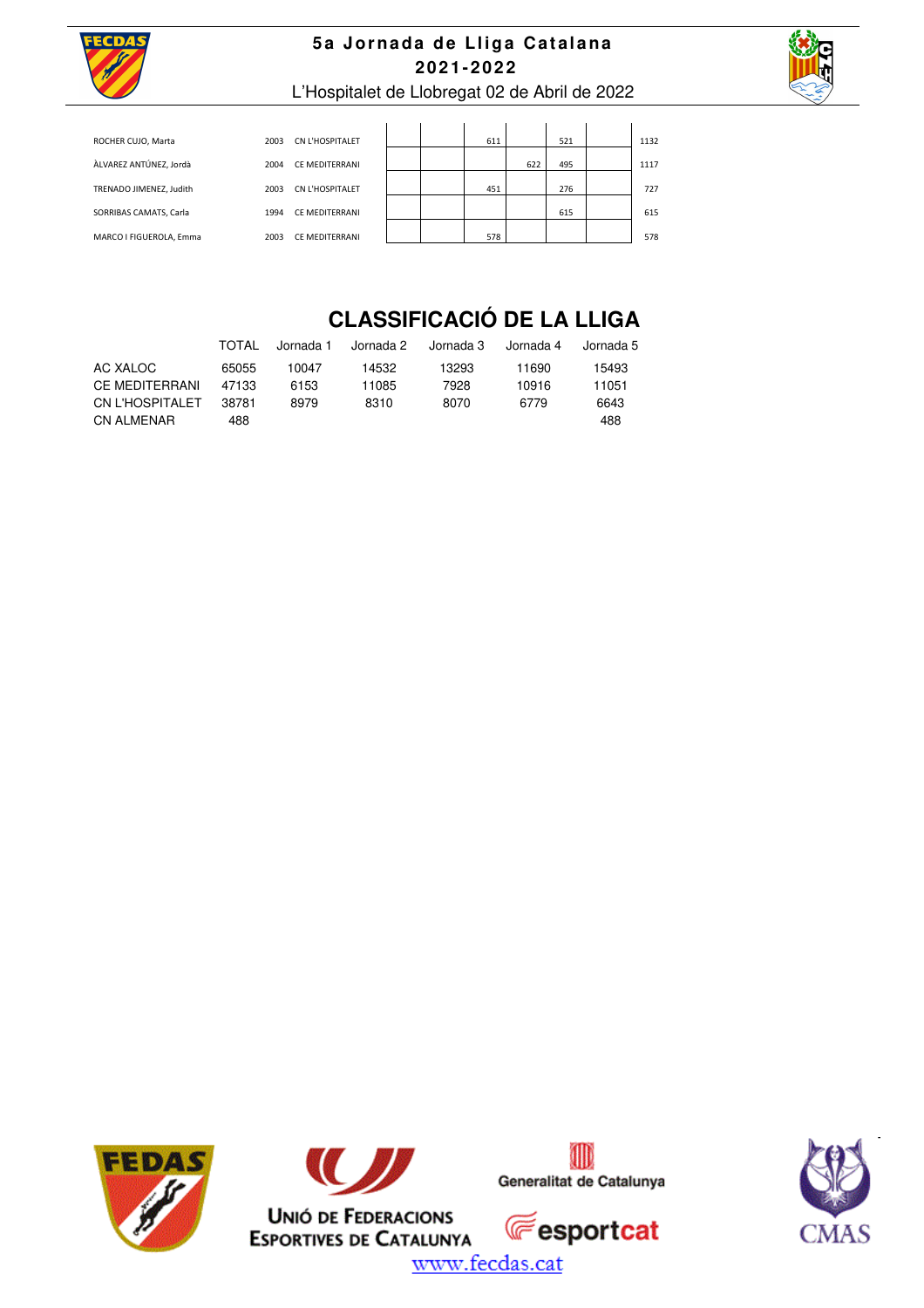| | | | | | | | | | |
|---|---|---|---|---|---|---|---|---|---|
| ROCHER CUJO, Marta | 2003 | CN L'HOSPITALET | | | 611 | | 521 | | 1132 |
| ÀLVAREZ ANTÚNEZ, Jordà | 2004 | CE MEDITERRANI | | | | 622 | 495 | | 1117 |
| TRENADO JIMENEZ, Judith | 2003 | CN L'HOSPITALET | | | 451 | | 276 | | 727 |
| SORRIBAS CAMATS, Carla | 1994 | CE MEDITERRANI | | | | | 615 | | 615 |
| MARCO I FIGUEROLA, Emma | 2003 | CE MEDITERRANI | | | 578 | | | | 578 |

## CLASSIFICACIÓ DE LA LLIGA

| | TOTAL | Jornada 1 | Jornada 2 | Jornada 3 | Jornada 4 | Jornada 5 |
|---|---|---|---|---|---|---|
| AC XALOC | 65055 | 10047 | 14532 | 13293 | 11690 | 15493 |
| CE MEDITERRANI | 47133 | 6153 | 11085 | 7928 | 10916 | 11051 |
| CN L'HOSPITALET | 38781 | 8979 | 8310 | 8070 | 6779 | 6643 |
| CN ALMENAR | 488 | | | | | 488 |